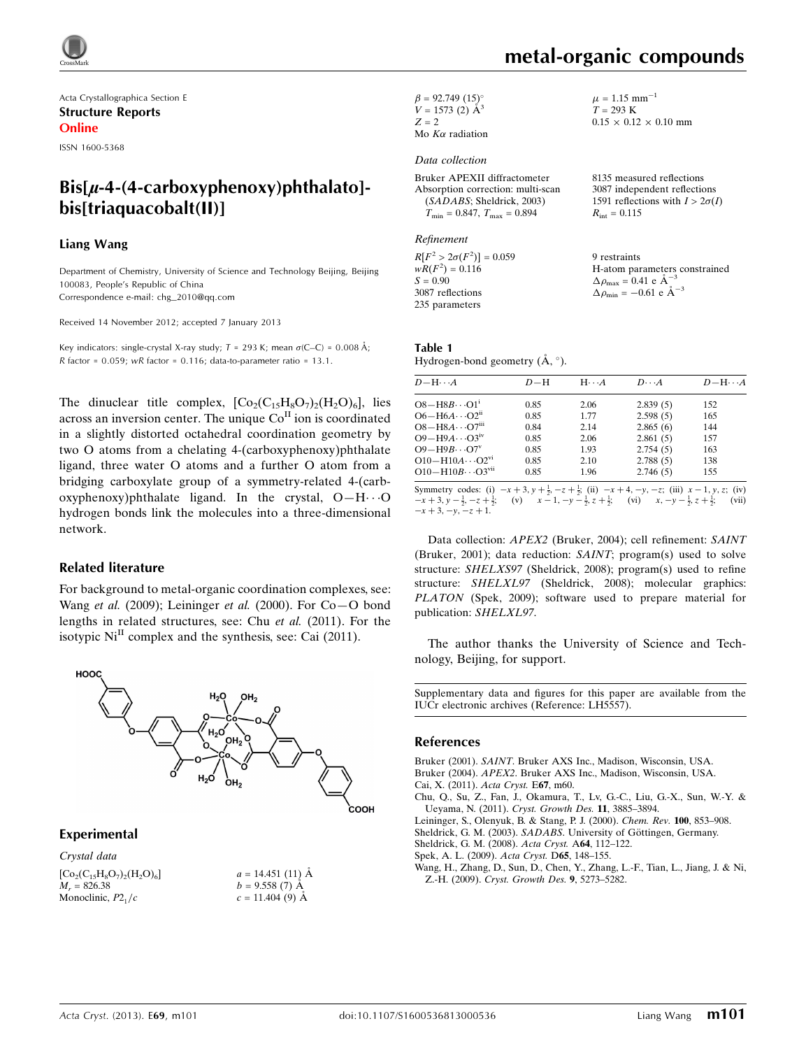# metal-organic compounds

Acta Crystallographica Section E

**Structure Reports Online**

ISSN 1600-5368

# Bis[μ-4-(4-carboxyphenoxy)phthalato]bis[triaquacobalt(II)]

**Liang Wang**

Department of Chemistry, University of Science and Technology Beijing, Beijing 100083, People's Republic of China
Correspondence e-mail: chg_2010@qq.com

Received 14 November 2012; accepted 7 January 2013

Key indicators: single-crystal X-ray study; $T$ = 293 K; mean $\sigma$(C–C) = 0.008 Å; $R$ factor = 0.059; $wR$ factor = 0.116; data-to-parameter ratio = 13.1.

The dinuclear title complex, $[Co_2(C_{15}H_8O_7)_2(H_2O)_6]$, lies across an inversion center. The unique $Co^{II}$ ion is coordinated in a slightly distorted octahedral coordination geometry by two O atoms from a chelating 4-(carboxyphenoxy)phthalate ligand, three water O atoms and a further O atom from a bridging carboxylate group of a symmetry-related 4-(carboxyphenoxy)phthalate ligand. In the crystal, O—H···O hydrogen bonds link the molecules into a three-dimensional network.

## Related literature

For background to metal-organic coordination complexes, see: Wang *et al.* (2009); Leininger *et al.* (2000). For Co—O bond lengths in related structures, see: Chu *et al.* (2011). For the isotypic $Ni^{II}$ complex and the synthesis, see: Cai (2011).

## Experimental

*Crystal data*

$[Co_2(C_{15}H_8O_7)_2(H_2O)_6]$
$M_r$ = 826.38
Monoclinic, $P2_1/c$
$a$ = 14.451 (11) Å
$b$ = 9.558 (7) Å
$c$ = 11.404 (9) Å
$\beta$ = 92.749 (15)°
$V$ = 1573 (2) Å$^3$
$Z$ = 2
Mo $K\alpha$ radiation
$\mu$ = 1.15 mm$^{-1}$
$T$ = 293 K
0.15 × 0.12 × 0.10 mm

*Data collection*

Bruker APEXII diffractometer
Absorption correction: multi-scan (*SADABS*; Sheldrick, 2003)
$T_{min}$ = 0.847, $T_{max}$ = 0.894
8135 measured reflections
3087 independent reflections
1591 reflections with $I > 2\sigma(I)$
$R_{int}$ = 0.115

*Refinement*

$R[F^2 > 2\sigma(F^2)]$ = 0.059
$wR(F^2)$ = 0.116
$S$ = 0.90
3087 reflections
235 parameters
9 restraints
H-atom parameters constrained
$\Delta\rho_{max}$ = 0.41 e Å$^{-3}$
$\Delta\rho_{min}$ = −0.61 e Å$^{-3}$

**Table 1**
Hydrogen-bond geometry (Å, °).

| $D$—H···$A$ | $D$—H | H···$A$ | $D$···$A$ | $D$—H···$A$ |
|---|---|---|---|---|
| O8—H8B···O1[i] | 0.85 | 2.06 | 2.839 (5) | 152 |
| O6—H6A···O2[ii] | 0.85 | 1.77 | 2.598 (5) | 165 |
| O8—H8A···O7[iii] | 0.84 | 2.14 | 2.865 (6) | 144 |
| O9—H9A···O3[iv] | 0.85 | 2.06 | 2.861 (5) | 157 |
| O9—H9B···O7[v] | 0.85 | 1.93 | 2.754 (5) | 163 |
| O10—H10A···O2[vi] | 0.85 | 2.10 | 2.788 (5) | 138 |
| O10—H10B···O3[vii] | 0.85 | 1.96 | 2.746 (5) | 155 |

Symmetry codes: (i) $-x+3, y+\frac{1}{2}, -z+\frac{1}{2}$; (ii) $-x+4, -y, -z$; (iii) $x-1, y, z$; (iv) $-x+3, y-\frac{1}{2}, -z+\frac{1}{2}$; (v) $x-1, -y-\frac{1}{2}, z+\frac{1}{2}$; (vi) $x, -y-\frac{1}{2}, z+\frac{1}{2}$; (vii) $-x+3, -y, -z+1$.

Data collection: *APEX2* (Bruker, 2004); cell refinement: *SAINT* (Bruker, 2001); data reduction: *SAINT*; program(s) used to solve structure: *SHELXS97* (Sheldrick, 2008); program(s) used to refine structure: *SHELXL97* (Sheldrick, 2008); molecular graphics: *PLATON* (Spek, 2009); software used to prepare material for publication: *SHELXL97*.

The author thanks the University of Science and Technology, Beijing, for support.

Supplementary data and figures for this paper are available from the IUCr electronic archives (Reference: LH5557).

## References

Bruker (2001). *SAINT*. Bruker AXS Inc., Madison, Wisconsin, USA.
Bruker (2004). *APEX2*. Bruker AXS Inc., Madison, Wisconsin, USA.
Cai, X. (2011). *Acta Cryst.* E**67**, m60.
Chu, Q., Su, Z., Fan, J., Okamura, T., Lv, G.-C., Liu, G.-X., Sun, W.-Y. & Ueyama, N. (2011). *Cryst. Growth Des.* **11**, 3885–3894.
Leininger, S., Olenyuk, B. & Stang, P. J. (2000). *Chem. Rev.* **100**, 853–908.
Sheldrick, G. M. (2003). *SADABS*. University of Göttingen, Germany.
Sheldrick, G. M. (2008). *Acta Cryst.* A**64**, 112–122.
Spek, A. L. (2009). *Acta Cryst.* D**65**, 148–155.
Wang, H., Zhang, D., Sun, D., Chen, Y., Zhang, L.-F., Tian, L., Jiang, J. & Ni, Z.-H. (2009). *Cryst. Growth Des.* **9**, 5273–5282.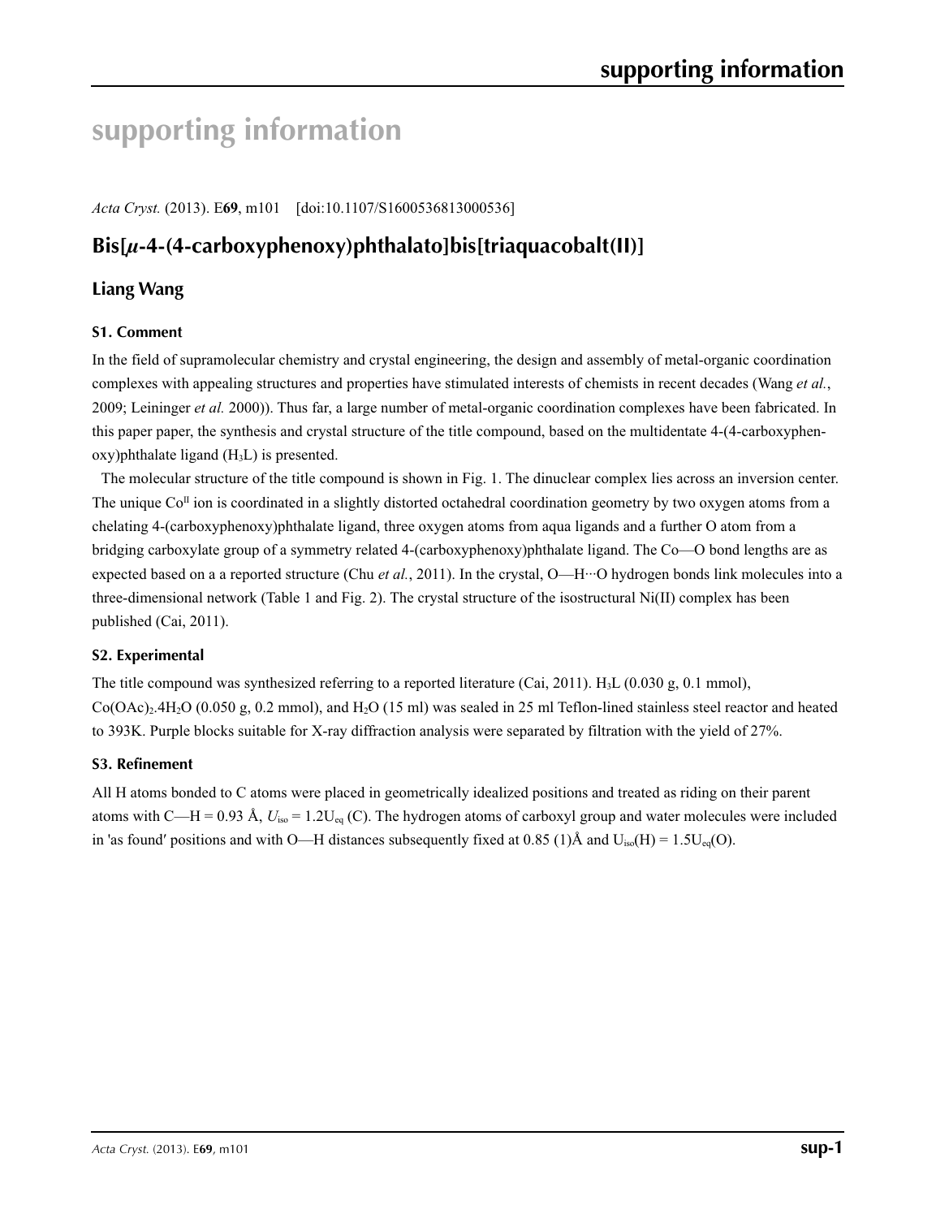# supporting information

*Acta Cryst.* (2013). E**69**, m101 [doi:10.1107/S1600536813000536]

## Bis[*μ*-4-(4-carboxyphenoxy)phthalato]bis[triaquacobalt(II)]

### Liang Wang

#### S1. Comment

In the field of supramolecular chemistry and crystal engineering, the design and assembly of metal-organic coordination complexes with appealing structures and properties have stimulated interests of chemists in recent decades (Wang *et al.*, 2009; Leininger *et al.* 2000)). Thus far, a large number of metal-organic coordination complexes have been fabricated. In this paper paper, the synthesis and crystal structure of the title compound, based on the multidentate 4-(4-carboxyphenoxy)phthalate ligand ($H_3L$) is presented.

The molecular structure of the title compound is shown in Fig. 1. The dinuclear complex lies across an inversion center. The unique $Co^{II}$ ion is coordinated in a slightly distorted octahedral coordination geometry by two oxygen atoms from a chelating 4-(carboxyphenoxy)phthalate ligand, three oxygen atoms from aqua ligands and a further O atom from a bridging carboxylate group of a symmetry related 4-(carboxyphenoxy)phthalate ligand. The Co—O bond lengths are as expected based on a a reported structure (Chu *et al.*, 2011). In the crystal, O—H···O hydrogen bonds link molecules into a three-dimensional network (Table 1 and Fig. 2). The crystal structure of the isostructural Ni(II) complex has been published (Cai, 2011).

#### S2. Experimental

The title compound was synthesized referring to a reported literature (Cai, 2011). $H_3L$ (0.030 g, 0.1 mmol), $Co(OAc)_2.4H_2O$ (0.050 g, 0.2 mmol), and $H_2O$ (15 ml) was sealed in 25 ml Teflon-lined stainless steel reactor and heated to 393K. Purple blocks suitable for X-ray diffraction analysis were separated by filtration with the yield of 27%.

#### S3. Refinement

All H atoms bonded to C atoms were placed in geometrically idealized positions and treated as riding on their parent atoms with C—H = 0.93 Å, $U_{iso}$ = 1.2$U_{eq}$ (C). The hydrogen atoms of carboxyl group and water molecules were included in 'as found' positions and with O—H distances subsequently fixed at 0.85 (1)Å and $U_{iso}$(H) = 1.5$U_{eq}$(O).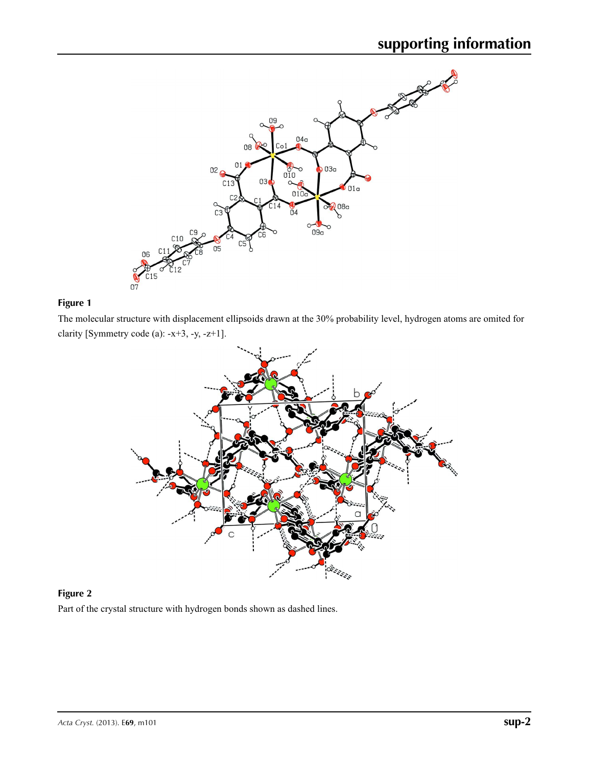**Figure 1**

The molecular structure with displacement ellipsoids drawn at the 30% probability level, hydrogen atoms are omited for clarity [Symmetry code (a): -x+3, -y, -z+1].

**Figure 2**

Part of the crystal structure with hydrogen bonds shown as dashed lines.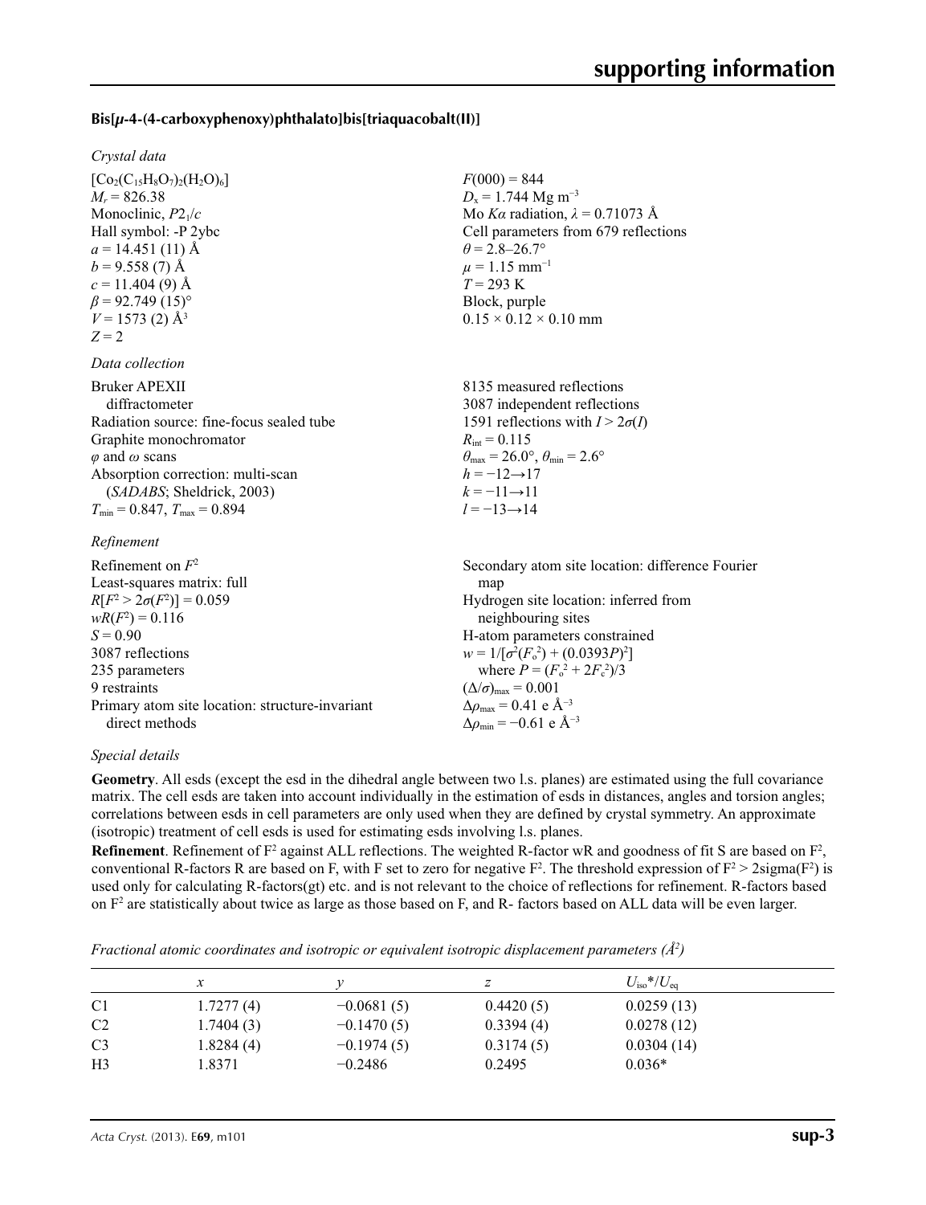### Bis[$\mu$-4-(4-carboxyphenoxy)phthalato]bis[triaquacobalt(II)]

*Crystal data*

$[Co_2(C_{15}H_8O_7)_2(H_2O)_6]$
$M_r$ = 826.38
Monoclinic, $P2_1/c$
Hall symbol: -P 2ybc
$a$ = 14.451 (11) Å
$b$ = 9.558 (7) Å
$c$ = 11.404 (9) Å
$\beta$ = 92.749 (15)°
$V$ = 1573 (2) Å$^3$
$Z$ = 2

$F(000)$ = 844
$D_x$ = 1.744 Mg m$^{-3}$
Mo $K\alpha$ radiation, $\lambda$ = 0.71073 Å
Cell parameters from 679 reflections
$\theta$ = 2.8–26.7°
$\mu$ = 1.15 mm$^{-1}$
$T$ = 293 K
Block, purple
0.15 × 0.12 × 0.10 mm

*Data collection*

Bruker APEXII diffractometer
Radiation source: fine-focus sealed tube
Graphite monochromator
$\varphi$ and $\omega$ scans
Absorption correction: multi-scan (*SADABS*; Sheldrick, 2003)
$T_{min}$ = 0.847, $T_{max}$ = 0.894

8135 measured reflections
3087 independent reflections
1591 reflections with $I > 2\sigma(I)$
$R_{int}$ = 0.115
$\theta_{max}$ = 26.0°, $\theta_{min}$ = 2.6°
$h$ = −12→17
$k$ = −11→11
$l$ = −13→14

*Refinement*

Refinement on $F^2$
Least-squares matrix: full
$R[F^2 > 2\sigma(F^2)]$ = 0.059
$wR(F^2)$ = 0.116
$S$ = 0.90
3087 reflections
235 parameters
9 restraints
Primary atom site location: structure-invariant direct methods

Secondary atom site location: difference Fourier map
Hydrogen site location: inferred from neighbouring sites
H-atom parameters constrained
$w = 1/[\sigma^2(F_o^2) + (0.0393P)^2]$ where $P = (F_o^2 + 2F_c^2)/3$
$(\Delta/\sigma)_{max}$ = 0.001
$\Delta\rho_{max}$ = 0.41 e Å$^{-3}$
$\Delta\rho_{min}$ = −0.61 e Å$^{-3}$

*Special details*

**Geometry**. All esds (except the esd in the dihedral angle between two l.s. planes) are estimated using the full covariance matrix. The cell esds are taken into account individually in the estimation of esds in distances, angles and torsion angles; correlations between esds in cell parameters are only used when they are defined by crystal symmetry. An approximate (isotropic) treatment of cell esds is used for estimating esds involving l.s. planes.

**Refinement**. Refinement of F$^2$ against ALL reflections. The weighted R-factor wR and goodness of fit S are based on F$^2$, conventional R-factors R are based on F, with F set to zero for negative F$^2$. The threshold expression of F$^2$ > 2sigma(F$^2$) is used only for calculating R-factors(gt) etc. and is not relevant to the choice of reflections for refinement. R-factors based on F$^2$ are statistically about twice as large as those based on F, and R- factors based on ALL data will be even larger.

*Fractional atomic coordinates and isotropic or equivalent isotropic displacement parameters (Å$^2$)*

| | $x$ | $y$ | $z$ | $U_{iso}$*/$U_{eq}$ |
|---|---|---|---|---|
| C1 | 1.7277 (4) | −0.0681 (5) | 0.4420 (5) | 0.0259 (13) |
| C2 | 1.7404 (3) | −0.1470 (5) | 0.3394 (4) | 0.0278 (12) |
| C3 | 1.8284 (4) | −0.1974 (5) | 0.3174 (5) | 0.0304 (14) |
| H3 | 1.8371 | −0.2486 | 0.2495 | 0.036* |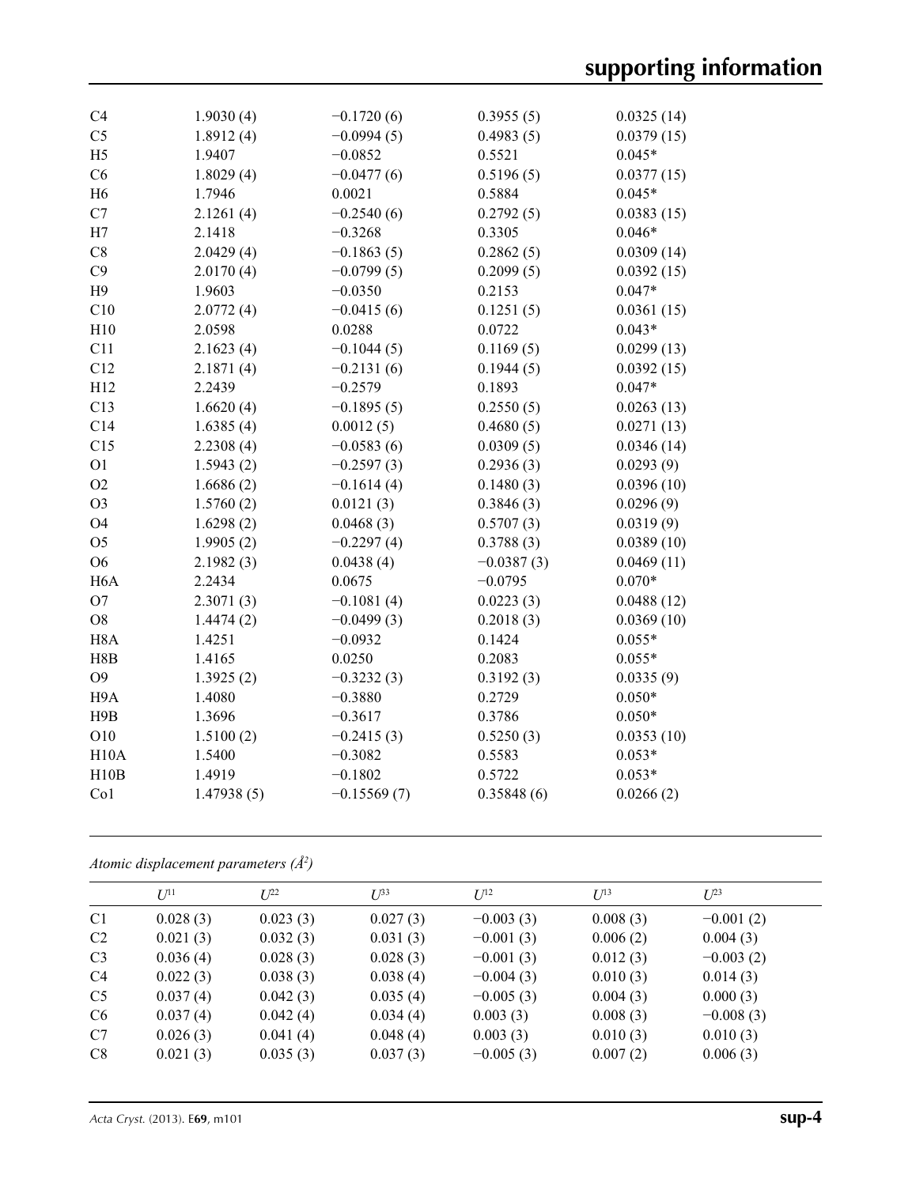| | | | | |
|---|---|---|---|---|
| C4 | 1.9030 (4) | −0.1720 (6) | 0.3955 (5) | 0.0325 (14) |
| C5 | 1.8912 (4) | −0.0994 (5) | 0.4983 (5) | 0.0379 (15) |
| H5 | 1.9407 | −0.0852 | 0.5521 | 0.045* |
| C6 | 1.8029 (4) | −0.0477 (6) | 0.5196 (5) | 0.0377 (15) |
| H6 | 1.7946 | 0.0021 | 0.5884 | 0.045* |
| C7 | 2.1261 (4) | −0.2540 (6) | 0.2792 (5) | 0.0383 (15) |
| H7 | 2.1418 | −0.3268 | 0.3305 | 0.046* |
| C8 | 2.0429 (4) | −0.1863 (5) | 0.2862 (5) | 0.0309 (14) |
| C9 | 2.0170 (4) | −0.0799 (5) | 0.2099 (5) | 0.0392 (15) |
| H9 | 1.9603 | −0.0350 | 0.2153 | 0.047* |
| C10 | 2.0772 (4) | −0.0415 (6) | 0.1251 (5) | 0.0361 (15) |
| H10 | 2.0598 | 0.0288 | 0.0722 | 0.043* |
| C11 | 2.1623 (4) | −0.1044 (5) | 0.1169 (5) | 0.0299 (13) |
| C12 | 2.1871 (4) | −0.2131 (6) | 0.1944 (5) | 0.0392 (15) |
| H12 | 2.2439 | −0.2579 | 0.1893 | 0.047* |
| C13 | 1.6620 (4) | −0.1895 (5) | 0.2550 (5) | 0.0263 (13) |
| C14 | 1.6385 (4) | 0.0012 (5) | 0.4680 (5) | 0.0271 (13) |
| C15 | 2.2308 (4) | −0.0583 (6) | 0.0309 (5) | 0.0346 (14) |
| O1 | 1.5943 (2) | −0.2597 (3) | 0.2936 (3) | 0.0293 (9) |
| O2 | 1.6686 (2) | −0.1614 (4) | 0.1480 (3) | 0.0396 (10) |
| O3 | 1.5760 (2) | 0.0121 (3) | 0.3846 (3) | 0.0296 (9) |
| O4 | 1.6298 (2) | 0.0468 (3) | 0.5707 (3) | 0.0319 (9) |
| O5 | 1.9905 (2) | −0.2297 (4) | 0.3788 (3) | 0.0389 (10) |
| O6 | 2.1982 (3) | 0.0438 (4) | −0.0387 (3) | 0.0469 (11) |
| H6A | 2.2434 | 0.0675 | −0.0795 | 0.070* |
| O7 | 2.3071 (3) | −0.1081 (4) | 0.0223 (3) | 0.0488 (12) |
| O8 | 1.4474 (2) | −0.0499 (3) | 0.2018 (3) | 0.0369 (10) |
| H8A | 1.4251 | −0.0932 | 0.1424 | 0.055* |
| H8B | 1.4165 | 0.0250 | 0.2083 | 0.055* |
| O9 | 1.3925 (2) | −0.3232 (3) | 0.3192 (3) | 0.0335 (9) |
| H9A | 1.4080 | −0.3880 | 0.2729 | 0.050* |
| H9B | 1.3696 | −0.3617 | 0.3786 | 0.050* |
| O10 | 1.5100 (2) | −0.2415 (3) | 0.5250 (3) | 0.0353 (10) |
| H10A | 1.5400 | −0.3082 | 0.5583 | 0.053* |
| H10B | 1.4919 | −0.1802 | 0.5722 | 0.053* |
| Co1 | 1.47938 (5) | −0.15569 (7) | 0.35848 (6) | 0.0266 (2) |

*Atomic displacement parameters (Å$^2$)*

| | $U^{11}$ | $U^{22}$ | $U^{33}$ | $U^{12}$ | $U^{13}$ | $U^{23}$ |
|---|---|---|---|---|---|---|
| C1 | 0.028 (3) | 0.023 (3) | 0.027 (3) | −0.003 (3) | 0.008 (3) | −0.001 (2) |
| C2 | 0.021 (3) | 0.032 (3) | 0.031 (3) | −0.001 (3) | 0.006 (2) | 0.004 (3) |
| C3 | 0.036 (4) | 0.028 (3) | 0.028 (3) | −0.001 (3) | 0.012 (3) | −0.003 (2) |
| C4 | 0.022 (3) | 0.038 (3) | 0.038 (4) | −0.004 (3) | 0.010 (3) | 0.014 (3) |
| C5 | 0.037 (4) | 0.042 (3) | 0.035 (4) | −0.005 (3) | 0.004 (3) | 0.000 (3) |
| C6 | 0.037 (4) | 0.042 (4) | 0.034 (4) | 0.003 (3) | 0.008 (3) | −0.008 (3) |
| C7 | 0.026 (3) | 0.041 (4) | 0.048 (4) | 0.003 (3) | 0.010 (3) | 0.010 (3) |
| C8 | 0.021 (3) | 0.035 (3) | 0.037 (3) | −0.005 (3) | 0.007 (2) | 0.006 (3) |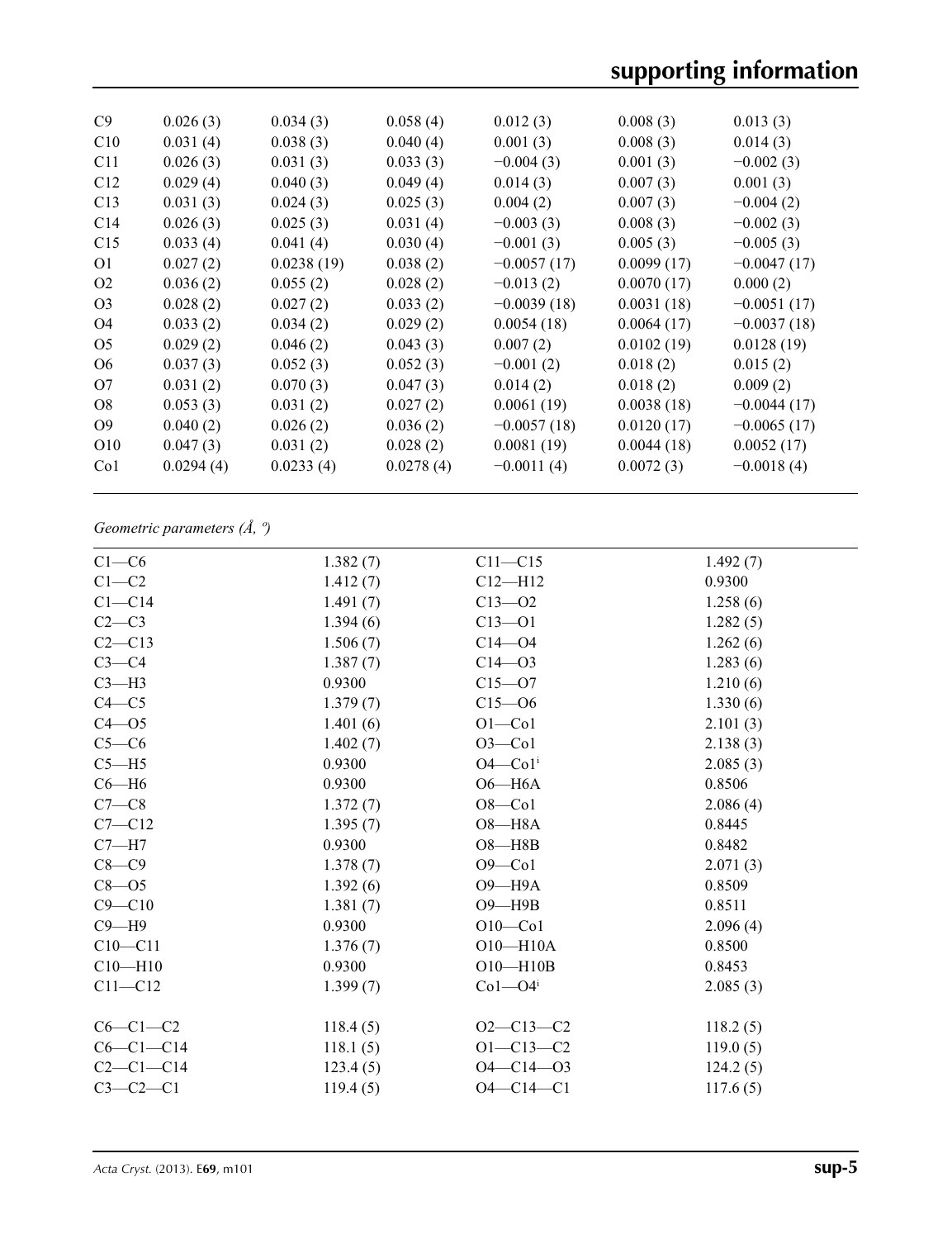| | | | | | | |
|---|---|---|---|---|---|---|
| C9 | 0.026 (3) | 0.034 (3) | 0.058 (4) | 0.012 (3) | 0.008 (3) | 0.013 (3) |
| C10 | 0.031 (4) | 0.038 (3) | 0.040 (4) | 0.001 (3) | 0.008 (3) | 0.014 (3) |
| C11 | 0.026 (3) | 0.031 (3) | 0.033 (3) | −0.004 (3) | 0.001 (3) | −0.002 (3) |
| C12 | 0.029 (4) | 0.040 (3) | 0.049 (4) | 0.014 (3) | 0.007 (3) | 0.001 (3) |
| C13 | 0.031 (3) | 0.024 (3) | 0.025 (3) | 0.004 (2) | 0.007 (3) | −0.004 (2) |
| C14 | 0.026 (3) | 0.025 (3) | 0.031 (4) | −0.003 (3) | 0.008 (3) | −0.002 (3) |
| C15 | 0.033 (4) | 0.041 (4) | 0.030 (4) | −0.001 (3) | 0.005 (3) | −0.005 (3) |
| O1 | 0.027 (2) | 0.0238 (19) | 0.038 (2) | −0.0057 (17) | 0.0099 (17) | −0.0047 (17) |
| O2 | 0.036 (2) | 0.055 (2) | 0.028 (2) | −0.013 (2) | 0.0070 (17) | 0.000 (2) |
| O3 | 0.028 (2) | 0.027 (2) | 0.033 (2) | −0.0039 (18) | 0.0031 (18) | −0.0051 (17) |
| O4 | 0.033 (2) | 0.034 (2) | 0.029 (2) | 0.0054 (18) | 0.0064 (17) | −0.0037 (18) |
| O5 | 0.029 (2) | 0.046 (2) | 0.043 (3) | 0.007 (2) | 0.0102 (19) | 0.0128 (19) |
| O6 | 0.037 (3) | 0.052 (3) | 0.052 (3) | −0.001 (2) | 0.018 (2) | 0.015 (2) |
| O7 | 0.031 (2) | 0.070 (3) | 0.047 (3) | 0.014 (2) | 0.018 (2) | 0.009 (2) |
| O8 | 0.053 (3) | 0.031 (2) | 0.027 (2) | 0.0061 (19) | 0.0038 (18) | −0.0044 (17) |
| O9 | 0.040 (2) | 0.026 (2) | 0.036 (2) | −0.0057 (18) | 0.0120 (17) | −0.0065 (17) |
| O10 | 0.047 (3) | 0.031 (2) | 0.028 (2) | 0.0081 (19) | 0.0044 (18) | 0.0052 (17) |
| Co1 | 0.0294 (4) | 0.0233 (4) | 0.0278 (4) | −0.0011 (4) | 0.0072 (3) | −0.0018 (4) |

*Geometric parameters (Å, º)*

| | | | |
|---|---|---|---|
| C1—C6 | 1.382 (7) | C11—C15 | 1.492 (7) |
| C1—C2 | 1.412 (7) | C12—H12 | 0.9300 |
| C1—C14 | 1.491 (7) | C13—O2 | 1.258 (6) |
| C2—C3 | 1.394 (6) | C13—O1 | 1.282 (5) |
| C2—C13 | 1.506 (7) | C14—O4 | 1.262 (6) |
| C3—C4 | 1.387 (7) | C14—O3 | 1.283 (6) |
| C3—H3 | 0.9300 | C15—O7 | 1.210 (6) |
| C4—C5 | 1.379 (7) | C15—O6 | 1.330 (6) |
| C4—O5 | 1.401 (6) | O1—Co1 | 2.101 (3) |
| C5—C6 | 1.402 (7) | O3—Co1 | 2.138 (3) |
| C5—H5 | 0.9300 | O4—Co1$^{i}$ | 2.085 (3) |
| C6—H6 | 0.9300 | O6—H6A | 0.8506 |
| C7—C8 | 1.372 (7) | O8—Co1 | 2.086 (4) |
| C7—C12 | 1.395 (7) | O8—H8A | 0.8445 |
| C7—H7 | 0.9300 | O8—H8B | 0.8482 |
| C8—C9 | 1.378 (7) | O9—Co1 | 2.071 (3) |
| C8—O5 | 1.392 (6) | O9—H9A | 0.8509 |
| C9—C10 | 1.381 (7) | O9—H9B | 0.8511 |
| C9—H9 | 0.9300 | O10—Co1 | 2.096 (4) |
| C10—C11 | 1.376 (7) | O10—H10A | 0.8500 |
| C10—H10 | 0.9300 | O10—H10B | 0.8453 |
| C11—C12 | 1.399 (7) | Co1—O4$^{i}$ | 2.085 (3) |
| | | | |
| C6—C1—C2 | 118.4 (5) | O2—C13—C2 | 118.2 (5) |
| C6—C1—C14 | 118.1 (5) | O1—C13—C2 | 119.0 (5) |
| C2—C1—C14 | 123.4 (5) | O4—C14—O3 | 124.2 (5) |
| C3—C2—C1 | 119.4 (5) | O4—C14—C1 | 117.6 (5) |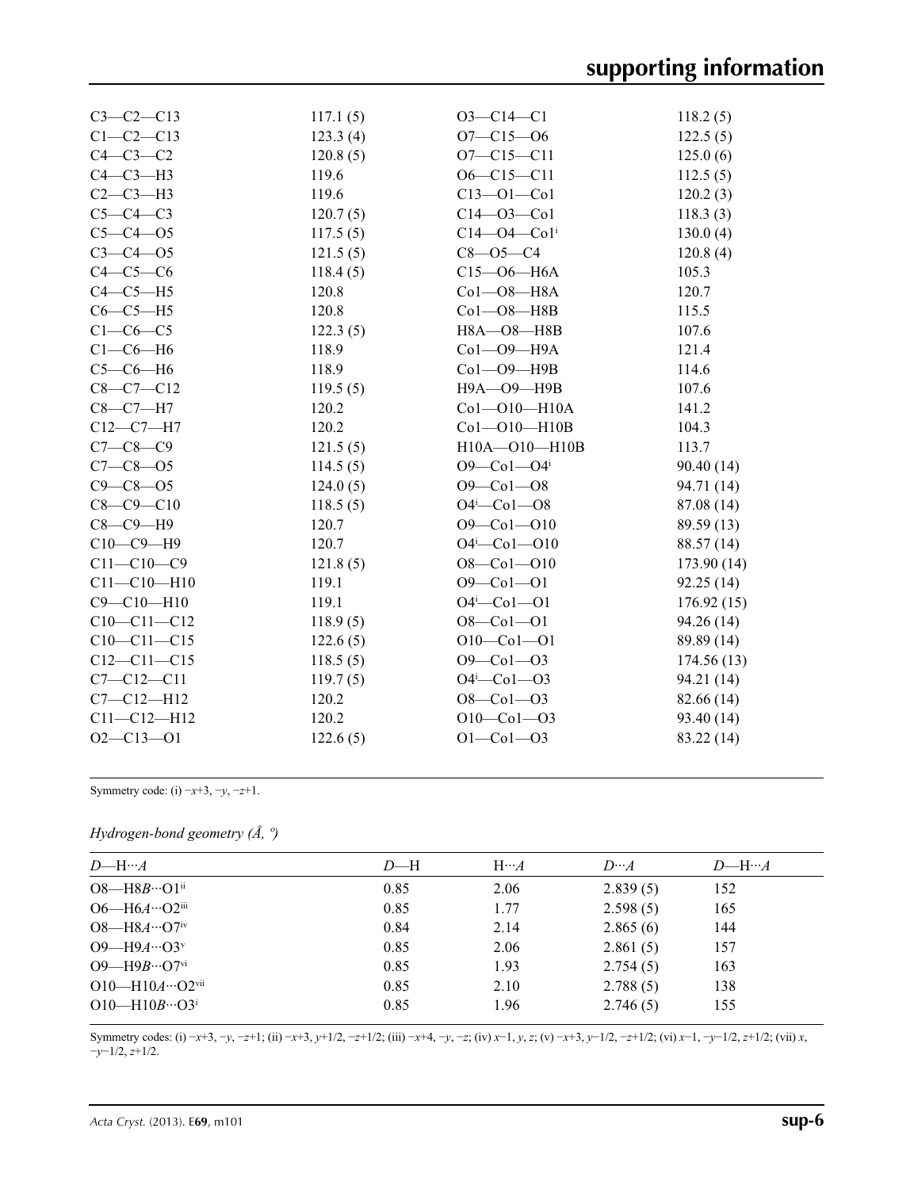| | | | |
|---|---|---|---|
| C3—C2—C13 | 117.1 (5) | O3—C14—C1 | 118.2 (5) |
| C1—C2—C13 | 123.3 (4) | O7—C15—O6 | 122.5 (5) |
| C4—C3—C2 | 120.8 (5) | O7—C15—C11 | 125.0 (6) |
| C4—C3—H3 | 119.6 | O6—C15—C11 | 112.5 (5) |
| C2—C3—H3 | 119.6 | C13—O1—Co1 | 120.2 (3) |
| C5—C4—C3 | 120.7 (5) | C14—O3—Co1 | 118.3 (3) |
| C5—C4—O5 | 117.5 (5) | C14—O4—Co1$^{i}$ | 130.0 (4) |
| C3—C4—O5 | 121.5 (5) | C8—O5—C4 | 120.8 (4) |
| C4—C5—C6 | 118.4 (5) | C15—O6—H6A | 105.3 |
| C4—C5—H5 | 120.8 | Co1—O8—H8A | 120.7 |
| C6—C5—H5 | 120.8 | Co1—O8—H8B | 115.5 |
| C1—C6—C5 | 122.3 (5) | H8A—O8—H8B | 107.6 |
| C1—C6—H6 | 118.9 | Co1—O9—H9A | 121.4 |
| C5—C6—H6 | 118.9 | Co1—O9—H9B | 114.6 |
| C8—C7—C12 | 119.5 (5) | H9A—O9—H9B | 107.6 |
| C8—C7—H7 | 120.2 | Co1—O10—H10A | 141.2 |
| C12—C7—H7 | 120.2 | Co1—O10—H10B | 104.3 |
| C7—C8—C9 | 121.5 (5) | H10A—O10—H10B | 113.7 |
| C7—C8—O5 | 114.5 (5) | O9—Co1—O4$^{i}$ | 90.40 (14) |
| C9—C8—O5 | 124.0 (5) | O9—Co1—O8 | 94.71 (14) |
| C8—C9—C10 | 118.5 (5) | O4$^{i}$—Co1—O8 | 87.08 (14) |
| C8—C9—H9 | 120.7 | O9—Co1—O10 | 89.59 (13) |
| C10—C9—H9 | 120.7 | O4$^{i}$—Co1—O10 | 88.57 (14) |
| C11—C10—C9 | 121.8 (5) | O8—Co1—O10 | 173.90 (14) |
| C11—C10—H10 | 119.1 | O9—Co1—O1 | 92.25 (14) |
| C9—C10—H10 | 119.1 | O4$^{i}$—Co1—O1 | 176.92 (15) |
| C10—C11—C12 | 118.9 (5) | O8—Co1—O1 | 94.26 (14) |
| C10—C11—C15 | 122.6 (5) | O10—Co1—O1 | 89.89 (14) |
| C12—C11—C15 | 118.5 (5) | O9—Co1—O3 | 174.56 (13) |
| C7—C12—C11 | 119.7 (5) | O4$^{i}$—Co1—O3 | 94.21 (14) |
| C7—C12—H12 | 120.2 | O8—Co1—O3 | 82.66 (14) |
| C11—C12—H12 | 120.2 | O10—Co1—O3 | 93.40 (14) |
| O2—C13—O1 | 122.6 (5) | O1—Co1—O3 | 83.22 (14) |

Symmetry code: (i) −*x*+3, −*y*, −*z*+1.

*Hydrogen-bond geometry (Å, º)*

| *D*—H···*A* | *D*—H | H···*A* | *D*···*A* | *D*—H···*A* |
|---|---|---|---|---|
| O8—H8*B*···O1$^{ii}$ | 0.85 | 2.06 | 2.839 (5) | 152 |
| O6—H6*A*···O2$^{iii}$ | 0.85 | 1.77 | 2.598 (5) | 165 |
| O8—H8*A*···O7$^{iv}$ | 0.84 | 2.14 | 2.865 (6) | 144 |
| O9—H9*A*···O3$^{v}$ | 0.85 | 2.06 | 2.861 (5) | 157 |
| O9—H9*B*···O7$^{vi}$ | 0.85 | 1.93 | 2.754 (5) | 163 |
| O10—H10*A*···O2$^{vii}$ | 0.85 | 2.10 | 2.788 (5) | 138 |
| O10—H10*B*···O3$^{i}$ | 0.85 | 1.96 | 2.746 (5) | 155 |

Symmetry codes: (i) −*x*+3, −*y*, −*z*+1; (ii) −*x*+3, *y*+1/2, −*z*+1/2; (iii) −*x*+4, −*y*, −*z*; (iv) *x*−1, *y*, *z*; (v) −*x*+3, *y*−1/2, −*z*+1/2; (vi) *x*−1, −*y*−1/2, *z*+1/2; (vii) *x*, −*y*−1/2, *z*+1/2.